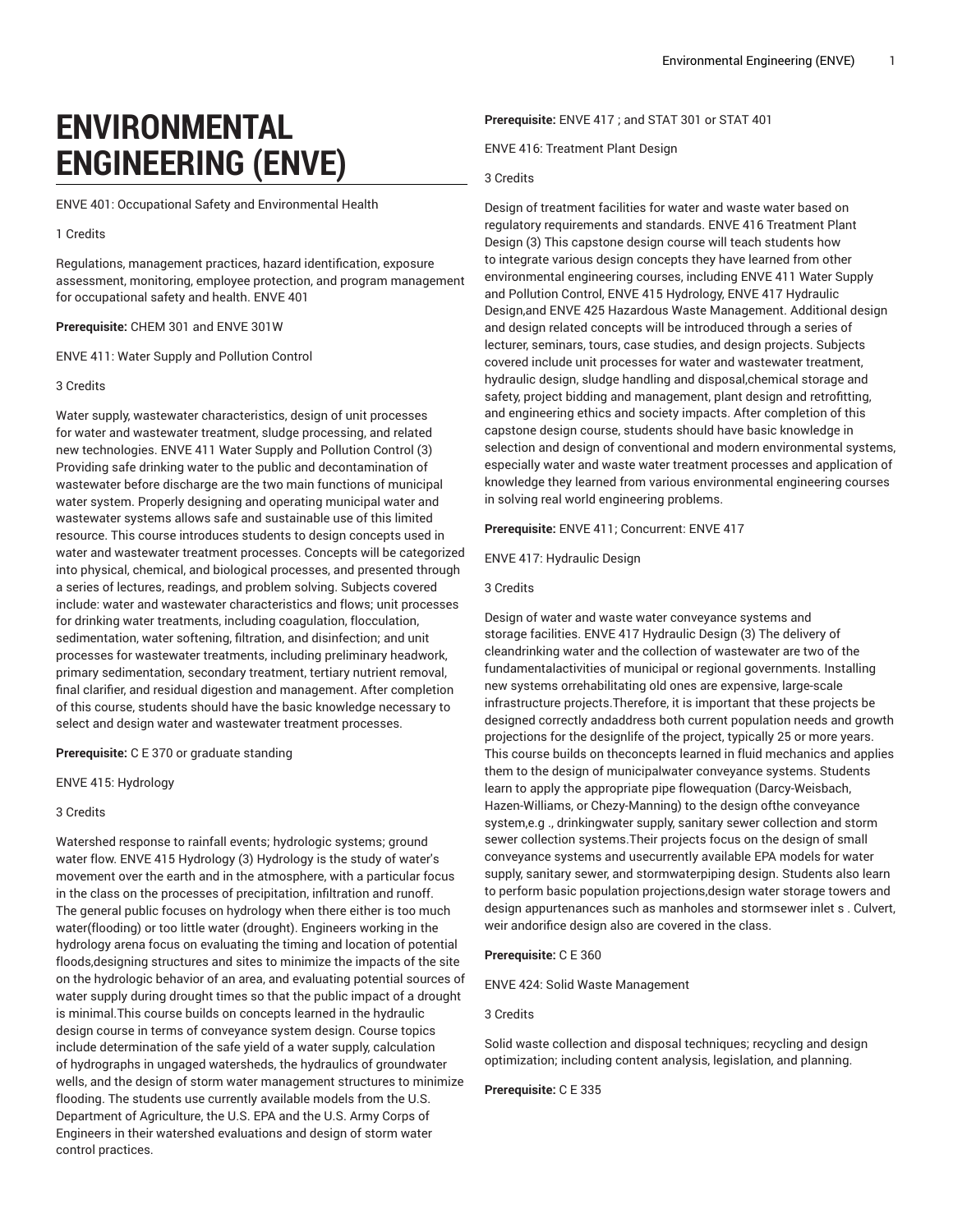# ENVIRONMENTAL ENGINEERING (ENVE)

ENVE 401: Occupational Safety and Environmental Health

1 Credits

Regulations, management practices, hazard identification, exposure assessment, monitoring, employee protection, and program management for occupational safety and health. ENVE 401

**Prerequisite:** CHEM 301 and ENVE 301W

ENVE 411: Water Supply and Pollution Control

3 Credits

Water supply, wastewater characteristics, design of unit processes for water and wastewater treatment, sludge processing, and related new technologies. ENVE 411 Water Supply and Pollution Control (3) Providing safe drinking water to the public and decontamination of wastewater before discharge are the two main functions of municipal water system. Properly designing and operating municipal water and wastewater systems allows safe and sustainable use of this limited resource. This course introduces students to design concepts used in water and wastewater treatment processes. Concepts will be categorized into physical, chemical, and biological processes, and presented through a series of lectures, readings, and problem solving. Subjects covered include: water and wastewater characteristics and flows; unit processes for drinking water treatments, including coagulation, flocculation, sedimentation, water softening, filtration, and disinfection; and unit processes for wastewater treatments, including preliminary headwork, primary sedimentation, secondary treatment, tertiary nutrient removal, final clarifier, and residual digestion and management. After completion of this course, students should have the basic knowledge necessary to select and design water and wastewater treatment processes.

**Prerequisite:** C E 370 or graduate standing

ENVE 415: Hydrology

3 Credits

Watershed response to rainfall events; hydrologic systems; ground water flow. ENVE 415 Hydrology (3) Hydrology is the study of water's movement over the earth and in the atmosphere, with a particular focus in the class on the processes of precipitation, infiltration and runoff. The general public focuses on hydrology when there either is too much water(flooding) or too little water (drought). Engineers working in the hydrology arena focus on evaluating the timing and location of potential floods,designing structures and sites to minimize the impacts of the site on the hydrologic behavior of an area, and evaluating potential sources of water supply during drought times so that the public impact of a drought is minimal.This course builds on concepts learned in the hydraulic design course in terms of conveyance system design. Course topics include determination of the safe yield of a water supply, calculation of hydrographs in ungaged watersheds, the hydraulics of groundwater wells, and the design of storm water management structures to minimize flooding. The students use currently available models from the U.S. Department of Agriculture, the U.S. EPA and the U.S. Army Corps of Engineers in their watershed evaluations and design of storm water control practices.

**Prerequisite:** ENVE 417 ; and STAT 301 or STAT 401

ENVE 416: Treatment Plant Design

3 Credits

Design of treatment facilities for water and waste water based on regulatory requirements and standards. ENVE 416 Treatment Plant Design (3) This capstone design course will teach students how to integrate various design concepts they have learned from other environmental engineering courses, including ENVE 411 Water Supply and Pollution Control, ENVE 415 Hydrology, ENVE 417 Hydraulic Design,and ENVE 425 Hazardous Waste Management. Additional design and design related concepts will be introduced through a series of lecturer, seminars, tours, case studies, and design projects. Subjects covered include unit processes for water and wastewater treatment, hydraulic design, sludge handling and disposal,chemical storage and safety, project bidding and management, plant design and retrofitting, and engineering ethics and society impacts. After completion of this capstone design course, students should have basic knowledge in selection and design of conventional and modern environmental systems, especially water and waste water treatment processes and application of knowledge they learned from various environmental engineering courses in solving real world engineering problems.

**Prerequisite:** ENVE 411; Concurrent: ENVE 417

ENVE 417: Hydraulic Design

3 Credits

Design of water and waste water conveyance systems and storage facilities. ENVE 417 Hydraulic Design (3) The delivery of cleandrinking water and the collection of wastewater are two of the fundamentalactivities of municipal or regional governments. Installing new systems orrehabilitating old ones are expensive, large-scale infrastructure projects.Therefore, it is important that these projects be designed correctly andaddress both current population needs and growth projections for the designlife of the project, typically 25 or more years. This course builds on theconcepts learned in fluid mechanics and applies them to the design of municipalwater conveyance systems. Students learn to apply the appropriate pipe flowequation (Darcy-Weisbach, Hazen-Williams, or Chezy-Manning) to the design ofthe conveyance system,e.g ., drinkingwater supply, sanitary sewer collection and storm sewer collection systems.Their projects focus on the design of small conveyance systems and usecurrently available EPA models for water supply, sanitary sewer, and stormwaterpiping design. Students also learn to perform basic population projections,design water storage towers and design appurtenances such as manholes and stormsewer inlet s . Culvert, weir andorifice design also are covered in the class.

**Prerequisite:** C E 360

ENVE 424: Solid Waste Management

3 Credits

Solid waste collection and disposal techniques; recycling and design optimization; including content analysis, legislation, and planning.

**Prerequisite:** C E 335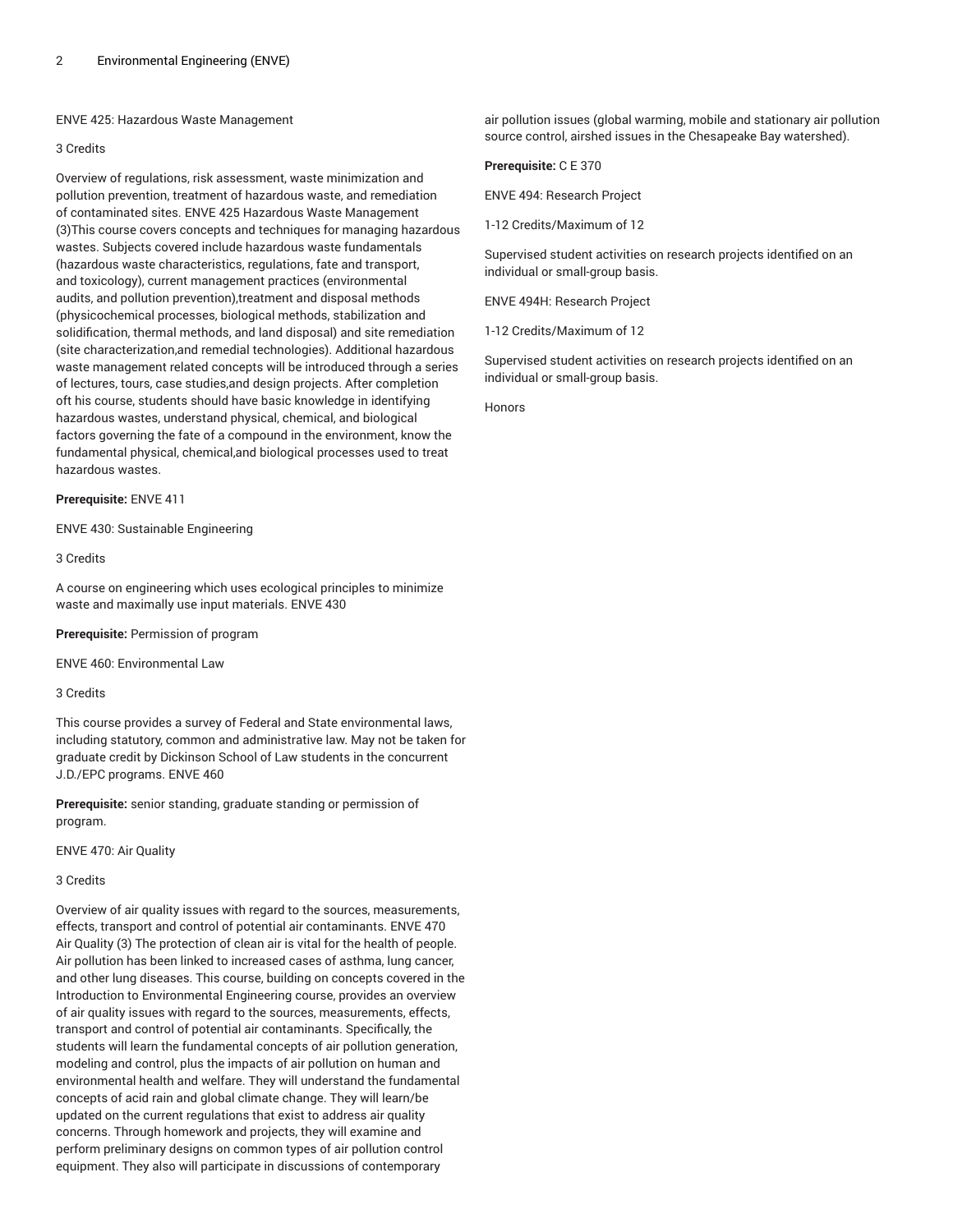ENVE 425: Hazardous Waste Management

3 Credits

Overview of regulations, risk assessment, waste minimization and pollution prevention, treatment of hazardous waste, and remediation of contaminated sites. ENVE 425 Hazardous Waste Management (3)This course covers concepts and techniques for managing hazardous wastes. Subjects covered include hazardous waste fundamentals (hazardous waste characteristics, regulations, fate and transport, and toxicology), current management practices (environmental audits, and pollution prevention),treatment and disposal methods (physicochemical processes, biological methods, stabilization and solidification, thermal methods, and land disposal) and site remediation (site characterization,and remedial technologies). Additional hazardous waste management related concepts will be introduced through a series of lectures, tours, case studies,and design projects. After completion oft his course, students should have basic knowledge in identifying hazardous wastes, understand physical, chemical, and biological factors governing the fate of a compound in the environment, know the fundamental physical, chemical,and biological processes used to treat hazardous wastes.

**Prerequisite:** ENVE 411

ENVE 430: Sustainable Engineering

3 Credits

A course on engineering which uses ecological principles to minimize waste and maximally use input materials. ENVE 430

**Prerequisite:** Permission of program

ENVE 460: Environmental Law

3 Credits

This course provides a survey of Federal and State environmental laws, including statutory, common and administrative law. May not be taken for graduate credit by Dickinson School of Law students in the concurrent J.D./EPC programs. ENVE 460

**Prerequisite:** senior standing, graduate standing or permission of program.

ENVE 470: Air Quality

3 Credits

Overview of air quality issues with regard to the sources, measurements, effects, transport and control of potential air contaminants. ENVE 470 Air Quality (3) The protection of clean air is vital for the health of people. Air pollution has been linked to increased cases of asthma, lung cancer, and other lung diseases. This course, building on concepts covered in the Introduction to Environmental Engineering course, provides an overview of air quality issues with regard to the sources, measurements, effects, transport and control of potential air contaminants. Specifically, the students will learn the fundamental concepts of air pollution generation, modeling and control, plus the impacts of air pollution on human and environmental health and welfare. They will understand the fundamental concepts of acid rain and global climate change. They will learn/be updated on the current regulations that exist to address air quality concerns. Through homework and projects, they will examine and perform preliminary designs on common types of air pollution control equipment. They also will participate in discussions of contemporary air pollution issues (global warming, mobile and stationary air pollution source control, airshed issues in the Chesapeake Bay watershed).

**Prerequisite:** C E 370

ENVE 494: Research Project

1-12 Credits/Maximum of 12

Supervised student activities on research projects identified on an individual or small-group basis.

ENVE 494H: Research Project

1-12 Credits/Maximum of 12

Supervised student activities on research projects identified on an individual or small-group basis.

Honors